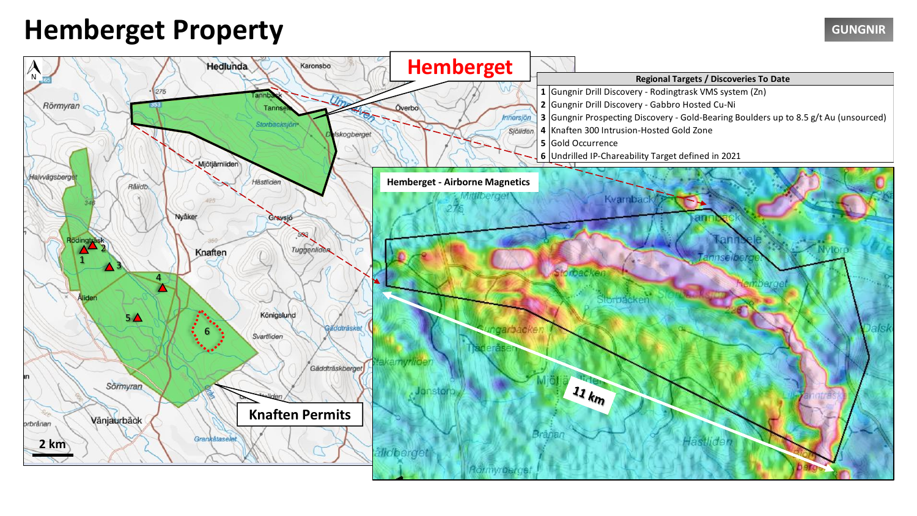# Hemberget Property

| Regional Targets / Discoveries To Date | |
|---|---|
| 1 | Gungnir Drill Discovery - Rodingtrask VMS system (Zn) |
| 2 | Gungnir Drill Discovery - Gabbro Hosted Cu-Ni |
| 3 | Gungnir Prospecting Discovery - Gold-Bearing Boulders up to 8.5 g/t Au (unsourced) |
| 4 | Knaften 300 Intrusion-Hosted Gold Zone |
| 5 | Gold Occurrence |
| 6 | Undrilled IP-Chareability Target defined in 2021 |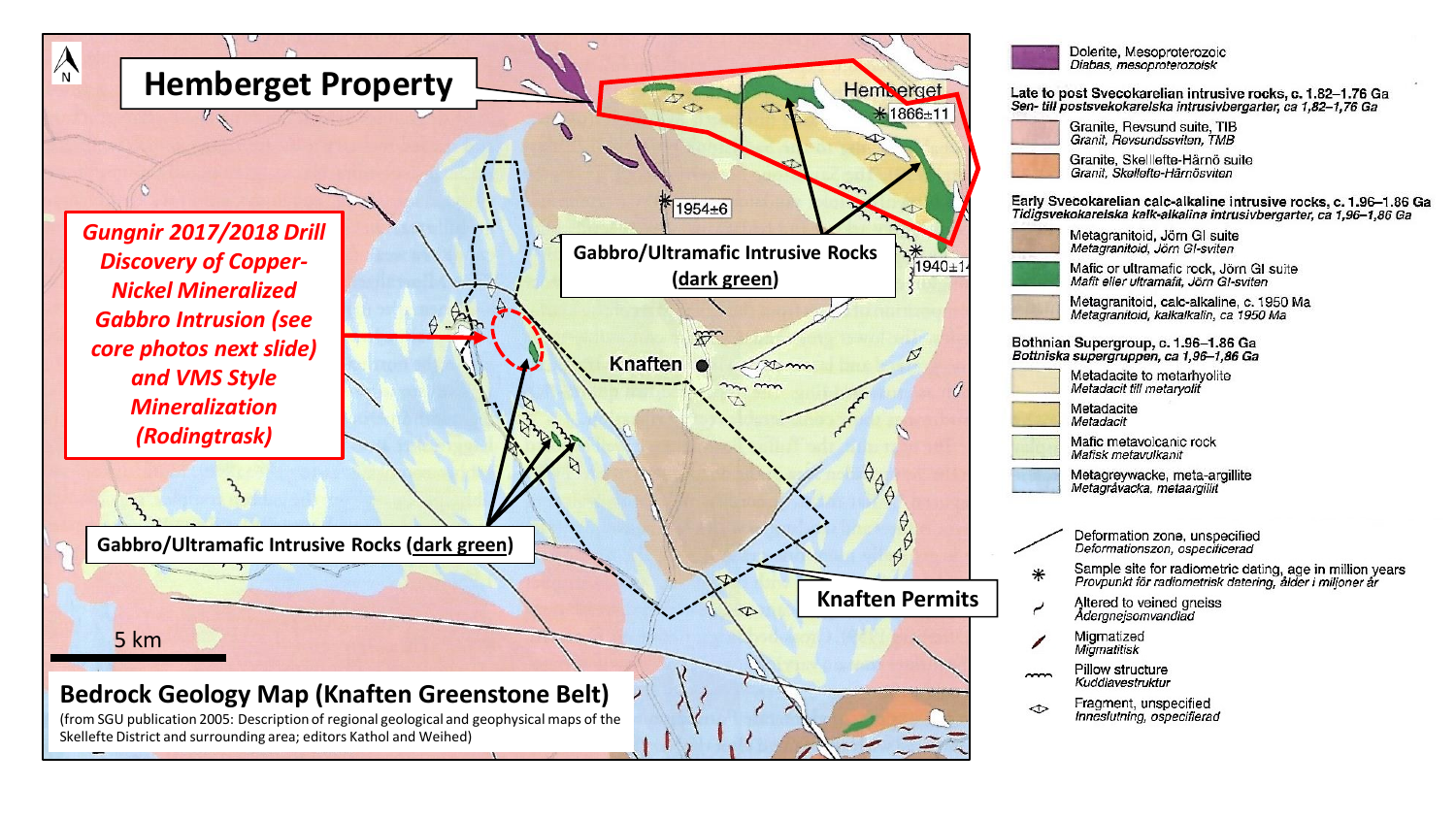# Hemberget Property

**Gungnir 2017/2018 Drill Discovery of Copper-Nickel Mineralized Gabbro Intrusion (see core photos next slide) and VMS Style Mineralization (Rodingtrask)**

**Gabbro/Ultramafic Intrusive Rocks (dark green)**

**Gabbro/Ultramafic Intrusive Rocks (dark green)**

**Knaften Permits**

Hemberget

Knaften

1866±11

1954±6

1940±1

5 km

## Bedrock Geology Map (Knaften Greenstone Belt)

(from SGU publication 2005: Description of regional geological and geophysical maps of the Skellefte District and surrounding area; editors Kathol and Weihed)

- Dolerite, Mesoproterozoic / *Diabas, mesoproterozoisk*

**Late to post Svecokarelian intrusive rocks, c. 1.82–1.76 Ga**
*Sen- till postsvekokarelska intrusivbergarter, ca 1,82–1,76 Ga*

- Granite, Revsund suite, TIB / *Granit, Revsundssviten, TMB*
- Granite, Skellefte-Härnö suite / *Granit, Skellefte-Härnösviten*

**Early Svecokarelian calc-alkaline intrusive rocks, c. 1.96–1.86 Ga**
*Tidigsvekokarelska kalk-alkalina intrusivbergarter, ca 1,96–1,86 Ga*

- Metagranitoid, Jörn GI suite / *Metagranitoid, Jörn GI-sviten*
- Mafic or ultramafic rock, Jörn GI suite / *Mafit eller ultramafit, Jörn GI-sviten*
- Metagranitoid, calc-alkaline, c. 1950 Ma / *Metagranitoid, kalkalkalin, ca 1950 Ma*

**Bothnian Supergroup, c. 1.96–1.86 Ga**
*Bottniska supergruppen, ca 1,96–1,86 Ga*

- Metadacite to metarhyolite / *Metadacit till metaryolit*
- Metadacite / *Metadacit*
- Mafic metavolcanic rock / *Mafisk metavulkanit*
- Metagreywacke, meta-argillite / *Metagråvacka, metaargillit*

- Deformation zone, unspecified / *Deformationszon, ospecificerad*
- Sample site for radiometric dating, age in million years / *Provpunkt för radiometrisk datering, ålder i miljoner år*
- Altered to veined gneiss / *Ådergnejsomvandlad*
- Migmatized / *Migmatitisk*
- Pillow structure / *Kuddlavestruktur*
- Fragment, unspecified / *Inneslutning, ospecificerad*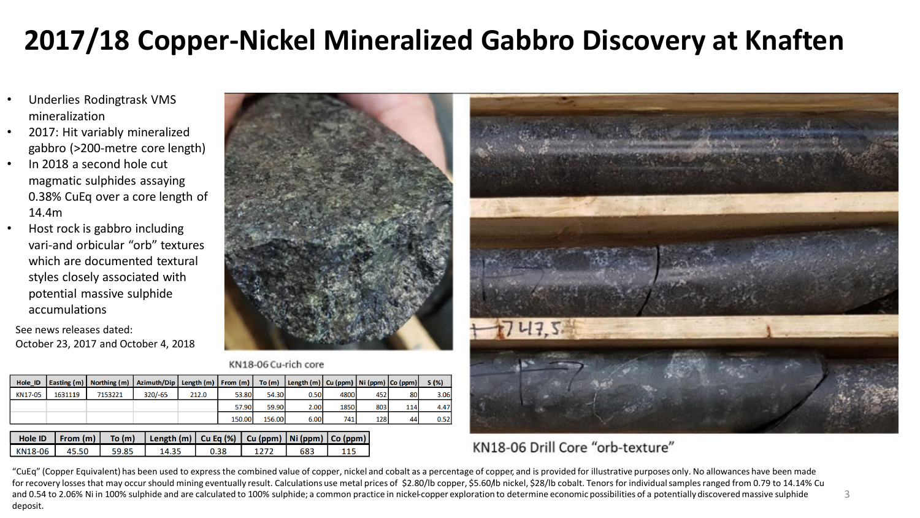# 2017/18 Copper-Nickel Mineralized Gabbro Discovery at Knaften

- Underlies Rodingtrask VMS mineralization
- 2017: Hit variably mineralized gabbro (>200-metre core length)
- In 2018 a second hole cut magmatic sulphides assaying 0.38% CuEq over a core length of 14.4m
- Host rock is gabbro including vari-and orbicular "orb" textures which are documented textural styles closely associated with potential massive sulphide accumulations

See news releases dated:
October 23, 2017 and October 4, 2018

KN18-06 Cu-rich core

KN18-06 Drill Core "orb-texture"

| Hole_ID | Easting (m) | Northing (m) | Azimuth/Dip | Length (m) | From (m) | To (m) | Length (m) | Cu (ppm) | Ni (ppm) | Co (ppm) | S (%) |
|---|---|---|---|---|---|---|---|---|---|---|---|
| KN17-05 | 1631119 | 7153221 | 320/-65 | 212.0 | 53.80 | 54.30 | 0.50 | 4800 | 452 | 80 | 3.06 |
| | | | | | 57.90 | 59.90 | 2.00 | 1850 | 803 | 114 | 4.47 |
| | | | | | 150.00 | 156.00 | 6.00 | 741 | 128 | 44 | 0.52 |

| Hole ID | From (m) | To (m) | Length (m) | Cu Eq (%) | Cu (ppm) | Ni (ppm) | Co (ppm) |
|---|---|---|---|---|---|---|---|
| KN18-06 | 45.50 | 59.85 | 14.35 | 0.38 | 1272 | 683 | 115 |

"CuEq" (Copper Equivalent) has been used to express the combined value of copper, nickel and cobalt as a percentage of copper, and is provided for illustrative purposes only. No allowances have been made for recovery losses that may occur should mining eventually result. Calculations use metal prices of $2.80/lb copper, $5.60/lb nickel, $28/lb cobalt. Tenors for individual samples ranged from 0.79 to 14.14% Cu and 0.54 to 2.06% Ni in 100% sulphide and are calculated to 100% sulphide; a common practice in nickel-copper exploration to determine economic possibilities of a potentially discovered massive sulphide deposit.